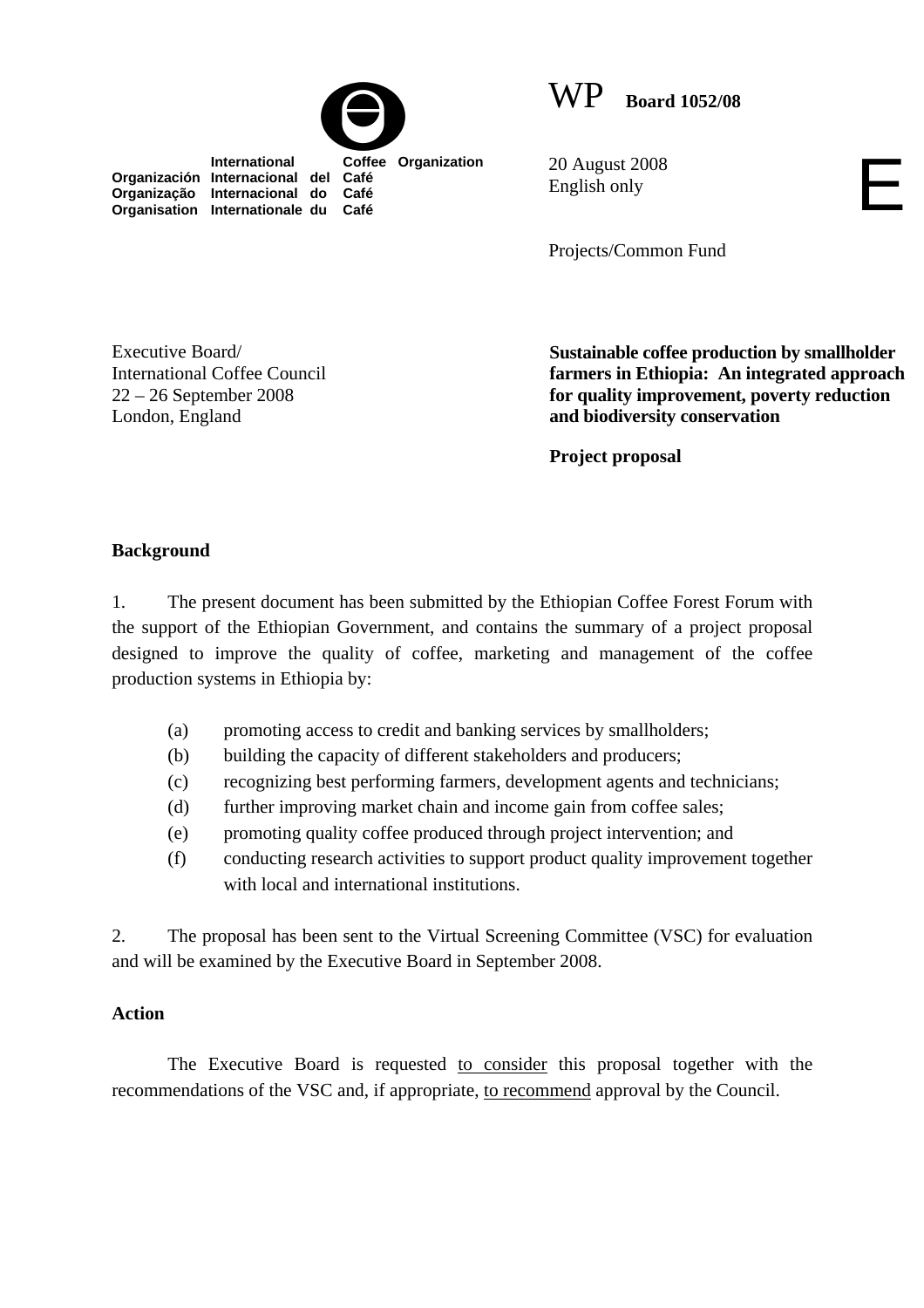International Coffee Organization
Organización Internacional del Café
Organização Internacional do Café
Organisation Internationale du Café

WP **Board 1052/08**

20 August 2008
English only

E

Projects/Common Fund

Executive Board/
International Coffee Council
22 – 26 September 2008
London, England

**Sustainable coffee production by smallholder farmers in Ethiopia: An integrated approach for quality improvement, poverty reduction and biodiversity conservation**

**Project proposal**

**Background**

1. The present document has been submitted by the Ethiopian Coffee Forest Forum with the support of the Ethiopian Government, and contains the summary of a project proposal designed to improve the quality of coffee, marketing and management of the coffee production systems in Ethiopia by:

(a) promoting access to credit and banking services by smallholders;
(b) building the capacity of different stakeholders and producers;
(c) recognizing best performing farmers, development agents and technicians;
(d) further improving market chain and income gain from coffee sales;
(e) promoting quality coffee produced through project intervention; and
(f) conducting research activities to support product quality improvement together with local and international institutions.

2. The proposal has been sent to the Virtual Screening Committee (VSC) for evaluation and will be examined by the Executive Board in September 2008.

**Action**

The Executive Board is requested to consider this proposal together with the recommendations of the VSC and, if appropriate, to recommend approval by the Council.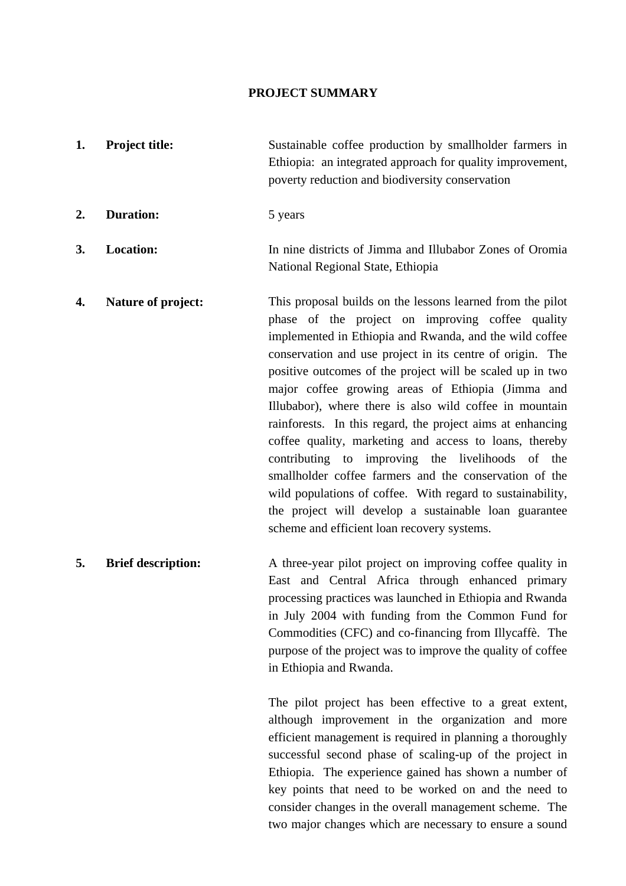## PROJECT SUMMARY

**1. Project title:** Sustainable coffee production by smallholder farmers in Ethiopia: an integrated approach for quality improvement, poverty reduction and biodiversity conservation

**2. Duration:** 5 years

**3. Location:** In nine districts of Jimma and Illubabor Zones of Oromia National Regional State, Ethiopia

**4. Nature of project:** This proposal builds on the lessons learned from the pilot phase of the project on improving coffee quality implemented in Ethiopia and Rwanda, and the wild coffee conservation and use project in its centre of origin. The positive outcomes of the project will be scaled up in two major coffee growing areas of Ethiopia (Jimma and Illubabor), where there is also wild coffee in mountain rainforests. In this regard, the project aims at enhancing coffee quality, marketing and access to loans, thereby contributing to improving the livelihoods of the smallholder coffee farmers and the conservation of the wild populations of coffee. With regard to sustainability, the project will develop a sustainable loan guarantee scheme and efficient loan recovery systems.

**5. Brief description:** A three-year pilot project on improving coffee quality in East and Central Africa through enhanced primary processing practices was launched in Ethiopia and Rwanda in July 2004 with funding from the Common Fund for Commodities (CFC) and co-financing from Illycaffè. The purpose of the project was to improve the quality of coffee in Ethiopia and Rwanda.

The pilot project has been effective to a great extent, although improvement in the organization and more efficient management is required in planning a thoroughly successful second phase of scaling-up of the project in Ethiopia. The experience gained has shown a number of key points that need to be worked on and the need to consider changes in the overall management scheme. The two major changes which are necessary to ensure a sound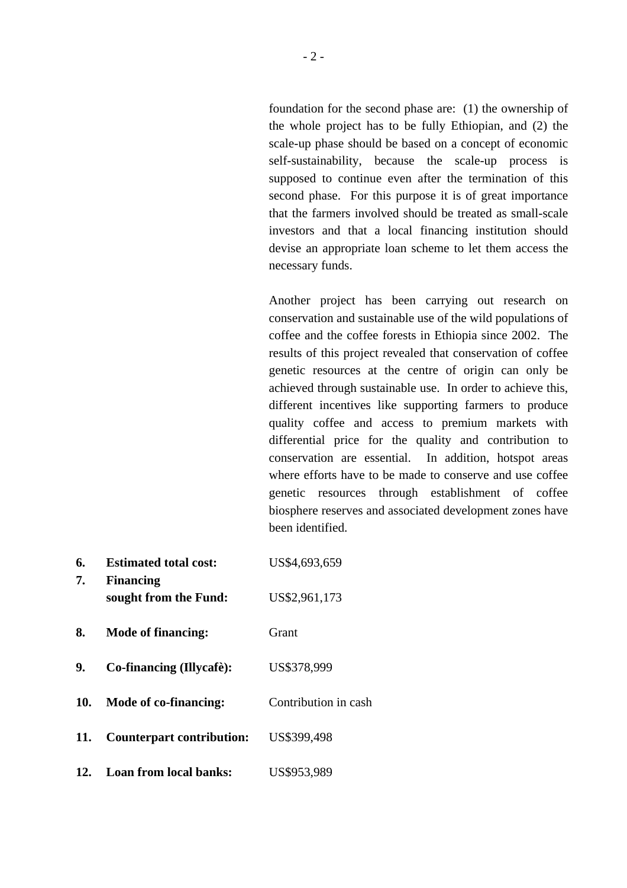foundation for the second phase are: (1) the ownership of the whole project has to be fully Ethiopian, and (2) the scale-up phase should be based on a concept of economic self-sustainability, because the scale-up process is supposed to continue even after the termination of this second phase. For this purpose it is of great importance that the farmers involved should be treated as small-scale investors and that a local financing institution should devise an appropriate loan scheme to let them access the necessary funds.

Another project has been carrying out research on conservation and sustainable use of the wild populations of coffee and the coffee forests in Ethiopia since 2002. The results of this project revealed that conservation of coffee genetic resources at the centre of origin can only be achieved through sustainable use. In order to achieve this, different incentives like supporting farmers to produce quality coffee and access to premium markets with differential price for the quality and contribution to conservation are essential. In addition, hotspot areas where efforts have to be made to conserve and use coffee genetic resources through establishment of coffee biosphere reserves and associated development zones have been identified.

6. **Estimated total cost:** US$4,693,659

7. **Financing sought from the Fund:** US$2,961,173

8. **Mode of financing:** Grant

9. **Co-financing (Illycafè):** US$378,999

10. **Mode of co-financing:** Contribution in cash

11. **Counterpart contribution:** US$399,498

12. **Loan from local banks:** US$953,989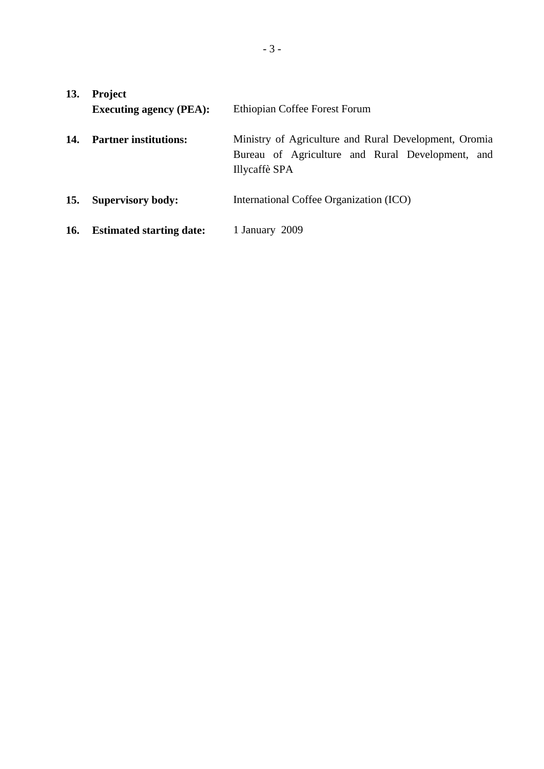**13. Project Executing agency (PEA):** Ethiopian Coffee Forest Forum

**14. Partner institutions:** Ministry of Agriculture and Rural Development, Oromia Bureau of Agriculture and Rural Development, and Illycaffè SPA

**15. Supervisory body:** International Coffee Organization (ICO)

**16. Estimated starting date:** 1 January 2009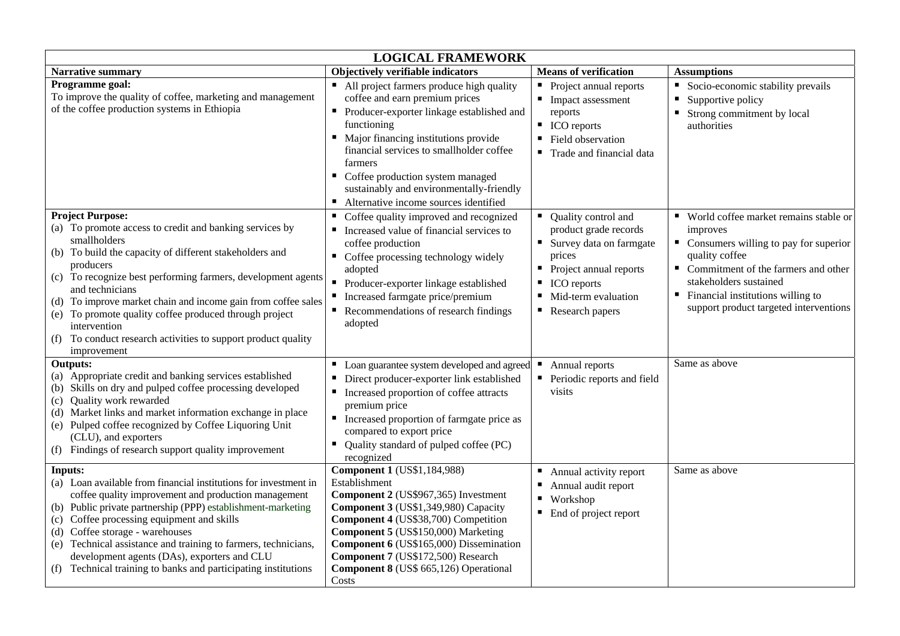| LOGICAL FRAMEWORK | | | |
|---|---|---|---|
| **Narrative summary** | **Objectively verifiable indicators** | **Means of verification** | **Assumptions** |
| **Programme goal:**<br>To improve the quality of coffee, marketing and management of the coffee production systems in Ethiopia | ▪ All project farmers produce high quality coffee and earn premium prices<br>▪ Producer-exporter linkage established and functioning<br>▪ Major financing institutions provide financial services to smallholder coffee farmers<br>▪ Coffee production system managed sustainably and environmentally-friendly<br>▪ Alternative income sources identified | ▪ Project annual reports<br>▪ Impact assessment reports<br>▪ ICO reports<br>▪ Field observation<br>▪ Trade and financial data | ▪ Socio-economic stability prevails<br>▪ Supportive policy<br>▪ Strong commitment by local authorities |
| **Project Purpose:**<br>(a) To promote access to credit and banking services by smallholders<br>(b) To build the capacity of different stakeholders and producers<br>(c) To recognize best performing farmers, development agents and technicians<br>(d) To improve market chain and income gain from coffee sales<br>(e) To promote quality coffee produced through project intervention<br>(f) To conduct research activities to support product quality improvement | ▪ Coffee quality improved and recognized<br>▪ Increased value of financial services to coffee production<br>▪ Coffee processing technology widely adopted<br>▪ Producer-exporter linkage established<br>▪ Increased farmgate price/premium<br>▪ Recommendations of research findings adopted | ▪ Quality control and product grade records<br>▪ Survey data on farmgate prices<br>▪ Project annual reports<br>▪ ICO reports<br>▪ Mid-term evaluation<br>▪ Research papers | ▪ World coffee market remains stable or improves<br>▪ Consumers willing to pay for superior quality coffee<br>▪ Commitment of the farmers and other stakeholders sustained<br>▪ Financial institutions willing to support product targeted interventions |
| **Outputs:**<br>(a) Appropriate credit and banking services established<br>(b) Skills on dry and pulped coffee processing developed<br>(c) Quality work rewarded<br>(d) Market links and market information exchange in place<br>(e) Pulped coffee recognized by Coffee Liquoring Unit (CLU), and exporters<br>(f) Findings of research support quality improvement | ▪ Loan guarantee system developed and agreed<br>▪ Direct producer-exporter link established<br>▪ Increased proportion of coffee attracts premium price<br>▪ Increased proportion of farmgate price as compared to export price<br>▪ Quality standard of pulped coffee (PC) recognized | ▪ Annual reports<br>▪ Periodic reports and field visits | Same as above |
| **Inputs:**<br>(a) Loan available from financial institutions for investment in coffee quality improvement and production management<br>(b) Public private partnership (PPP) establishment-marketing<br>(c) Coffee processing equipment and skills<br>(d) Coffee storage - warehouses<br>(e) Technical assistance and training to farmers, technicians, development agents (DAs), exporters and CLU<br>(f) Technical training to banks and participating institutions | **Component 1** (US$1,184,988) Establishment<br>**Component 2** (US$967,365) Investment<br>**Component 3** (US$1,349,980) Capacity<br>**Component 4** (US$38,700) Competition<br>**Component 5** (US$150,000) Marketing<br>**Component 6** (US$165,000) Dissemination<br>**Component 7** (US$172,500) Research<br>**Component 8** (US$ 665,126) Operational Costs | ▪ Annual activity report<br>▪ Annual audit report<br>▪ Workshop<br>▪ End of project report | Same as above |